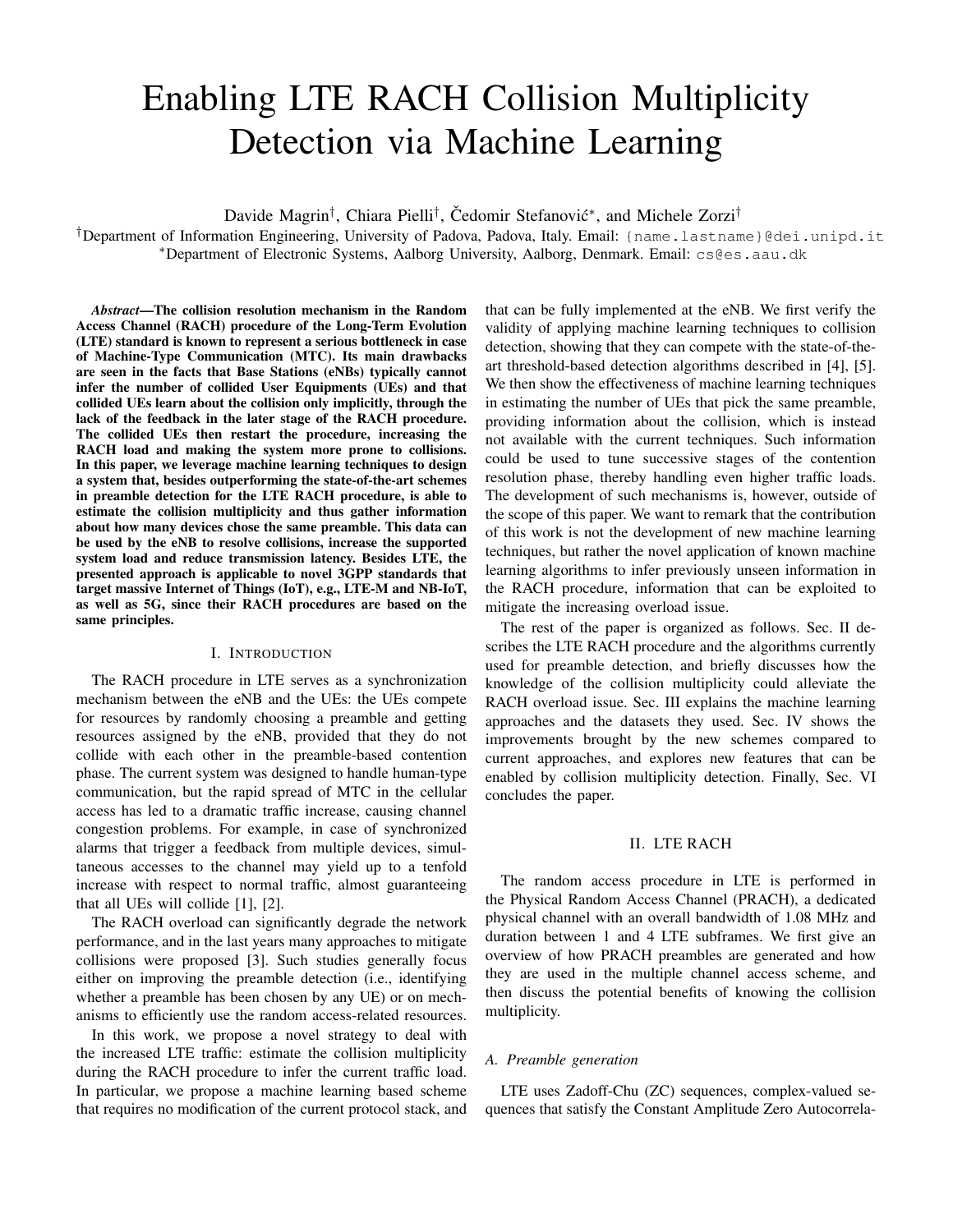# Enabling LTE RACH Collision Multiplicity Detection via Machine Learning

Davide Magrin†, Chiara Pielli†, Čedomir Stefanović*, and Michele Zorzi†

†Department of Information Engineering, University of Padova, Padova, Italy. Email: {name.lastname}@dei.unipd.it
*Department of Electronic Systems, Aalborg University, Aalborg, Denmark. Email: cs@es.aau.dk

***Abstract*—The collision resolution mechanism in the Random Access Channel (RACH) procedure of the Long-Term Evolution (LTE) standard is known to represent a serious bottleneck in case of Machine-Type Communication (MTC). Its main drawbacks are seen in the facts that Base Stations (eNBs) typically cannot infer the number of collided User Equipments (UEs) and that collided UEs learn about the collision only implicitly, through the lack of the feedback in the later stage of the RACH procedure. The collided UEs then restart the procedure, increasing the RACH load and making the system more prone to collisions. In this paper, we leverage machine learning techniques to design a system that, besides outperforming the state-of-the-art schemes in preamble detection for the LTE RACH procedure, is able to estimate the collision multiplicity and thus gather information about how many devices chose the same preamble. This data can be used by the eNB to resolve collisions, increase the supported system load and reduce transmission latency. Besides LTE, the presented approach is applicable to novel 3GPP standards that target massive Internet of Things (IoT), e.g., LTE-M and NB-IoT, as well as 5G, since their RACH procedures are based on the same principles.**

## I. Introduction

The RACH procedure in LTE serves as a synchronization mechanism between the eNB and the UEs: the UEs compete for resources by randomly choosing a preamble and getting resources assigned by the eNB, provided that they do not collide with each other in the preamble-based contention phase. The current system was designed to handle human-type communication, but the rapid spread of MTC in the cellular access has led to a dramatic traffic increase, causing channel congestion problems. For example, in case of synchronized alarms that trigger a feedback from multiple devices, simultaneous accesses to the channel may yield up to a tenfold increase with respect to normal traffic, almost guaranteeing that all UEs will collide [1], [2].

The RACH overload can significantly degrade the network performance, and in the last years many approaches to mitigate collisions were proposed [3]. Such studies generally focus either on improving the preamble detection (i.e., identifying whether a preamble has been chosen by any UE) or on mechanisms to efficiently use the random access-related resources.

In this work, we propose a novel strategy to deal with the increased LTE traffic: estimate the collision multiplicity during the RACH procedure to infer the current traffic load. In particular, we propose a machine learning based scheme that requires no modification of the current protocol stack, and that can be fully implemented at the eNB. We first verify the validity of applying machine learning techniques to collision detection, showing that they can compete with the state-of-the-art threshold-based detection algorithms described in [4], [5]. We then show the effectiveness of machine learning techniques in estimating the number of UEs that pick the same preamble, providing information about the collision, which is instead not available with the current techniques. Such information could be used to tune successive stages of the contention resolution phase, thereby handling even higher traffic loads. The development of such mechanisms is, however, outside of the scope of this paper. We want to remark that the contribution of this work is not the development of new machine learning techniques, but rather the novel application of known machine learning algorithms to infer previously unseen information in the RACH procedure, information that can be exploited to mitigate the increasing overload issue.

The rest of the paper is organized as follows. Sec. II describes the LTE RACH procedure and the algorithms currently used for preamble detection, and briefly discusses how the knowledge of the collision multiplicity could alleviate the RACH overload issue. Sec. III explains the machine learning approaches and the datasets they used. Sec. IV shows the improvements brought by the new schemes compared to current approaches, and explores new features that can be enabled by collision multiplicity detection. Finally, Sec. VI concludes the paper.

## II. LTE RACH

The random access procedure in LTE is performed in the Physical Random Access Channel (PRACH), a dedicated physical channel with an overall bandwidth of 1.08 MHz and duration between 1 and 4 LTE subframes. We first give an overview of how PRACH preambles are generated and how they are used in the multiple channel access scheme, and then discuss the potential benefits of knowing the collision multiplicity.

### *A. Preamble generation*

LTE uses Zadoff-Chu (ZC) sequences, complex-valued sequences that satisfy the Constant Amplitude Zero Autocorrela-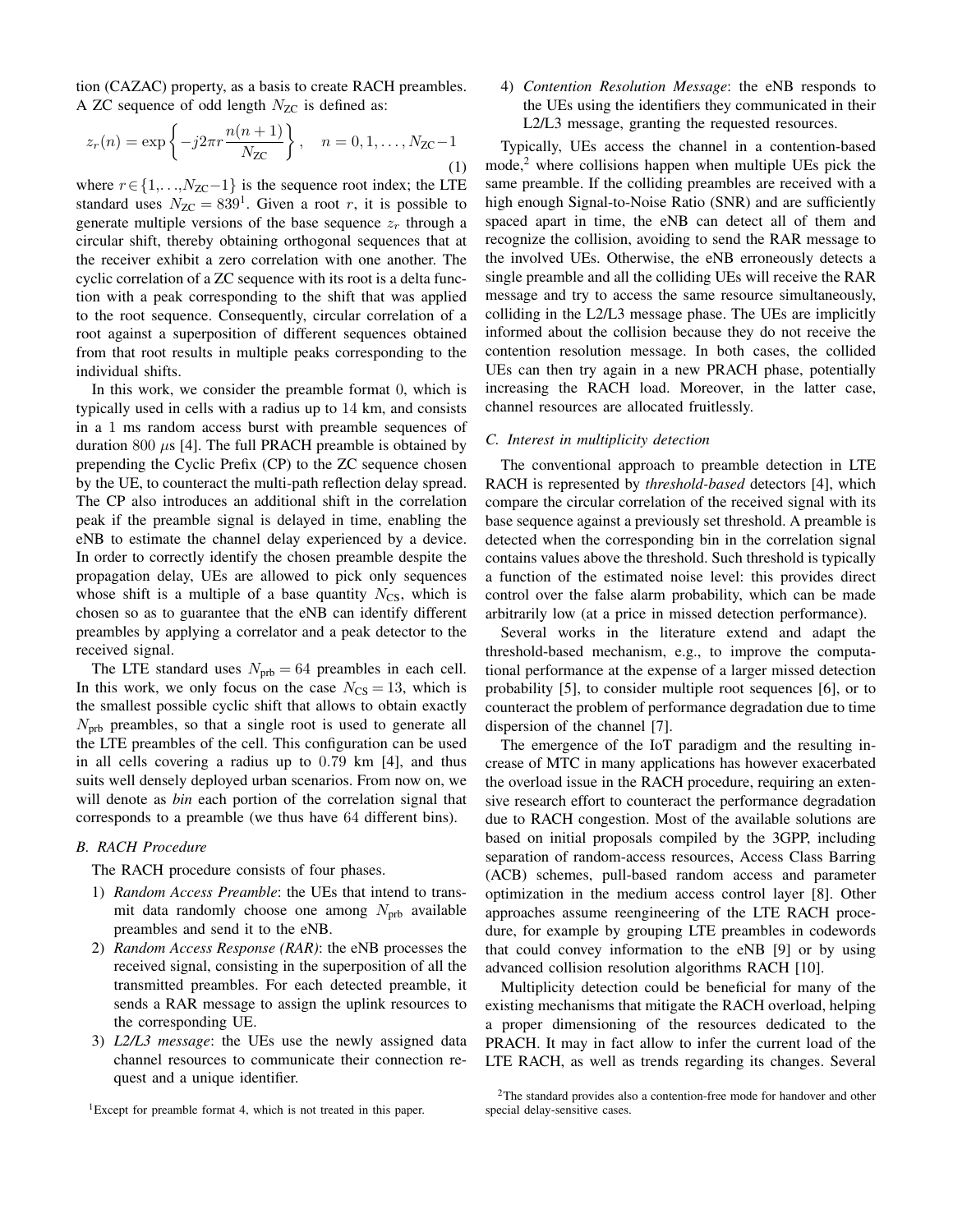tion (CAZAC) property, as a basis to create RACH preambles. A ZC sequence of odd length $N_{\text{ZC}}$ is defined as:

$$z_r(n) = \exp\left\{-j2\pi r \frac{n(n+1)}{N_{\text{ZC}}}\right\}, \quad n = 0, 1, \ldots, N_{\text{ZC}}-1 \tag{1}$$

where $r \in \{1,\ldots,N_{\text{ZC}}-1\}$ is the sequence root index; the LTE standard uses $N_{\text{ZC}} = 839$[1]. Given a root $r$, it is possible to generate multiple versions of the base sequence $z_r$ through a circular shift, thereby obtaining orthogonal sequences that at the receiver exhibit a zero correlation with one another. The cyclic correlation of a ZC sequence with its root is a delta function with a peak corresponding to the shift that was applied to the root sequence. Consequently, circular correlation of a root against a superposition of different sequences obtained from that root results in multiple peaks corresponding to the individual shifts.

In this work, we consider the preamble format 0, which is typically used in cells with a radius up to 14 km, and consists in a 1 ms random access burst with preamble sequences of duration 800 $\mu$s [4]. The full PRACH preamble is obtained by prepending the Cyclic Prefix (CP) to the ZC sequence chosen by the UE, to counteract the multi-path reflection delay spread. The CP also introduces an additional shift in the correlation peak if the preamble signal is delayed in time, enabling the eNB to estimate the channel delay experienced by a device. In order to correctly identify the chosen preamble despite the propagation delay, UEs are allowed to pick only sequences whose shift is a multiple of a base quantity $N_{\text{CS}}$, which is chosen so as to guarantee that the eNB can identify different preambles by applying a correlator and a peak detector to the received signal.

The LTE standard uses $N_{\text{prb}} = 64$ preambles in each cell. In this work, we only focus on the case $N_{\text{CS}} = 13$, which is the smallest possible cyclic shift that allows to obtain exactly $N_{\text{prb}}$ preambles, so that a single root is used to generate all the LTE preambles of the cell. This configuration can be used in all cells covering a radius up to 0.79 km [4], and thus suits well densely deployed urban scenarios. From now on, we will denote as *bin* each portion of the correlation signal that corresponds to a preamble (we thus have 64 different bins).

### B. RACH Procedure

The RACH procedure consists of four phases.

1) *Random Access Preamble*: the UEs that intend to transmit data randomly choose one among $N_{\text{prb}}$ available preambles and send it to the eNB.
2) *Random Access Response (RAR)*: the eNB processes the received signal, consisting in the superposition of all the transmitted preambles. For each detected preamble, it sends a RAR message to assign the uplink resources to the corresponding UE.
3) *L2/L3 message*: the UEs use the newly assigned data channel resources to communicate their connection request and a unique identifier.
4) *Contention Resolution Message*: the eNB responds to the UEs using the identifiers they communicated in their L2/L3 message, granting the requested resources.

Typically, UEs access the channel in a contention-based mode,[2] where collisions happen when multiple UEs pick the same preamble. If the colliding preambles are received with a high enough Signal-to-Noise Ratio (SNR) and are sufficiently spaced apart in time, the eNB can detect all of them and recognize the collision, avoiding to send the RAR message to the involved UEs. Otherwise, the eNB erroneously detects a single preamble and all the colliding UEs will receive the RAR message and try to access the same resource simultaneously, colliding in the L2/L3 message phase. The UEs are implicitly informed about the collision because they do not receive the contention resolution message. In both cases, the collided UEs can then try again in a new PRACH phase, potentially increasing the RACH load. Moreover, in the latter case, channel resources are allocated fruitlessly.

### C. Interest in multiplicity detection

The conventional approach to preamble detection in LTE RACH is represented by *threshold-based* detectors [4], which compare the circular correlation of the received signal with its base sequence against a previously set threshold. A preamble is detected when the corresponding bin in the correlation signal contains values above the threshold. Such threshold is typically a function of the estimated noise level: this provides direct control over the false alarm probability, which can be made arbitrarily low (at a price in missed detection performance).

Several works in the literature extend and adapt the threshold-based mechanism, e.g., to improve the computational performance at the expense of a larger missed detection probability [5], to consider multiple root sequences [6], or to counteract the problem of performance degradation due to time dispersion of the channel [7].

The emergence of the IoT paradigm and the resulting increase of MTC in many applications has however exacerbated the overload issue in the RACH procedure, requiring an extensive research effort to counteract the performance degradation due to RACH congestion. Most of the available solutions are based on initial proposals compiled by the 3GPP, including separation of random-access resources, Access Class Barring (ACB) schemes, pull-based random access and parameter optimization in the medium access control layer [8]. Other approaches assume reengineering of the LTE RACH procedure, for example by grouping LTE preambles in codewords that could convey information to the eNB [9] or by using advanced collision resolution algorithms RACH [10].

Multiplicity detection could be beneficial for many of the existing mechanisms that mitigate the RACH overload, helping a proper dimensioning of the resources dedicated to the PRACH. It may in fact allow to infer the current load of the LTE RACH, as well as trends regarding its changes. Several

[1] Except for preamble format 4, which is not treated in this paper.

[2] The standard provides also a contention-free mode for handover and other special delay-sensitive cases.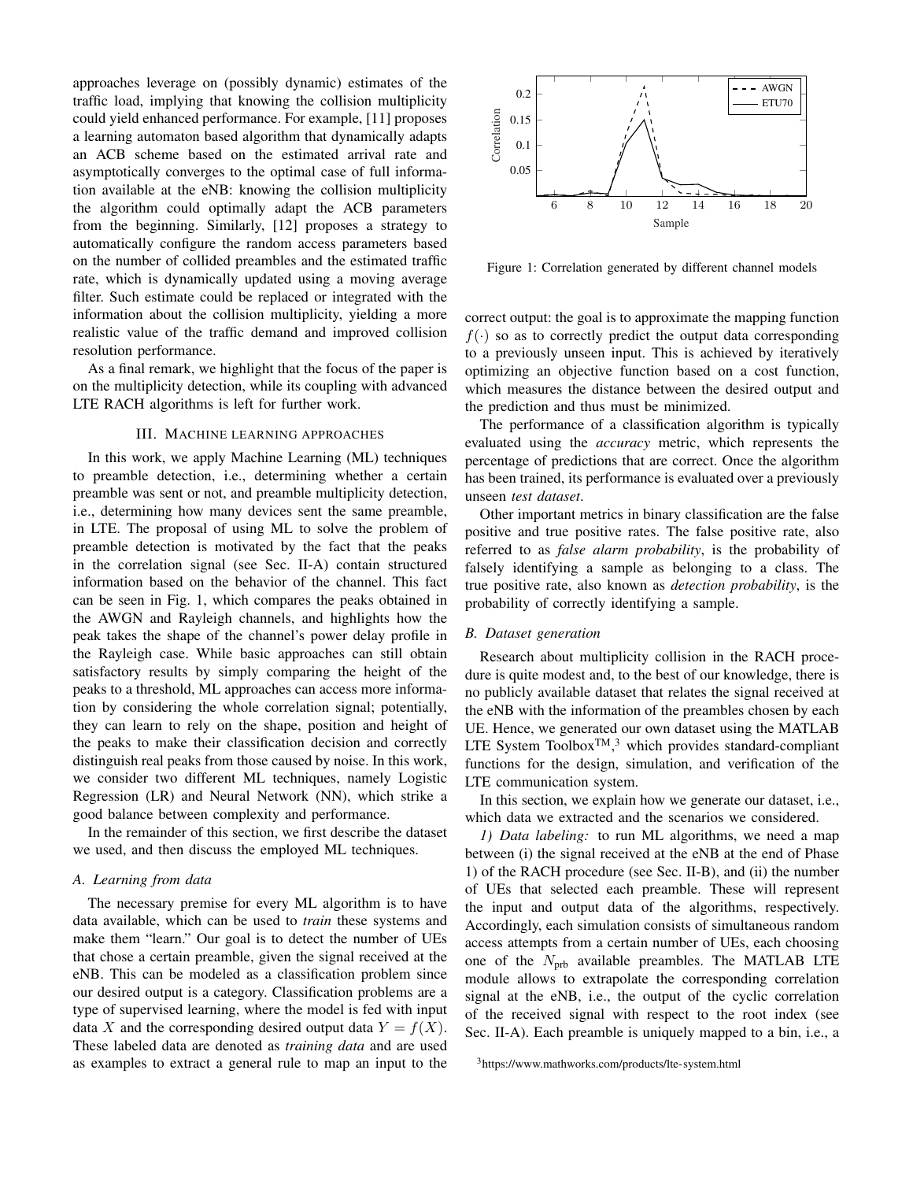approaches leverage on (possibly dynamic) estimates of the traffic load, implying that knowing the collision multiplicity could yield enhanced performance. For example, [11] proposes a learning automaton based algorithm that dynamically adapts an ACB scheme based on the estimated arrival rate and asymptotically converges to the optimal case of full information available at the eNB: knowing the collision multiplicity the algorithm could optimally adapt the ACB parameters from the beginning. Similarly, [12] proposes a strategy to automatically configure the random access parameters based on the number of collided preambles and the estimated traffic rate, which is dynamically updated using a moving average filter. Such estimate could be replaced or integrated with the information about the collision multiplicity, yielding a more realistic value of the traffic demand and improved collision resolution performance.

As a final remark, we highlight that the focus of the paper is on the multiplicity detection, while its coupling with advanced LTE RACH algorithms is left for further work.

## III. Machine learning approaches

In this work, we apply Machine Learning (ML) techniques to preamble detection, i.e., determining whether a certain preamble was sent or not, and preamble multiplicity detection, i.e., determining how many devices sent the same preamble, in LTE. The proposal of using ML to solve the problem of preamble detection is motivated by the fact that the peaks in the correlation signal (see Sec. II-A) contain structured information based on the behavior of the channel. This fact can be seen in Fig. 1, which compares the peaks obtained in the AWGN and Rayleigh channels, and highlights how the peak takes the shape of the channel's power delay profile in the Rayleigh case. While basic approaches can still obtain satisfactory results by simply comparing the height of the peaks to a threshold, ML approaches can access more information by considering the whole correlation signal; potentially, they can learn to rely on the shape, position and height of the peaks to make their classification decision and correctly distinguish real peaks from those caused by noise. In this work, we consider two different ML techniques, namely Logistic Regression (LR) and Neural Network (NN), which strike a good balance between complexity and performance.

In the remainder of this section, we first describe the dataset we used, and then discuss the employed ML techniques.

### A. Learning from data

The necessary premise for every ML algorithm is to have data available, which can be used to *train* these systems and make them "learn." Our goal is to detect the number of UEs that chose a certain preamble, given the signal received at the eNB. This can be modeled as a classification problem since our desired output is a category. Classification problems are a type of supervised learning, where the model is fed with input data $X$ and the corresponding desired output data $Y = f(X)$. These labeled data are denoted as *training data* and are used as examples to extract a general rule to map an input to the correct output: the goal is to approximate the mapping function $f(\cdot)$ so as to correctly predict the output data corresponding to a previously unseen input. This is achieved by iteratively optimizing an objective function based on a cost function, which measures the distance between the desired output and the prediction and thus must be minimized.

Figure 1: Correlation generated by different channel models

The performance of a classification algorithm is typically evaluated using the *accuracy* metric, which represents the percentage of predictions that are correct. Once the algorithm has been trained, its performance is evaluated over a previously unseen *test dataset*.

Other important metrics in binary classification are the false positive and true positive rates. The false positive rate, also referred to as *false alarm probability*, is the probability of falsely identifying a sample as belonging to a class. The true positive rate, also known as *detection probability*, is the probability of correctly identifying a sample.

### B. Dataset generation

Research about multiplicity collision in the RACH procedure is quite modest and, to the best of our knowledge, there is no publicly available dataset that relates the signal received at the eNB with the information of the preambles chosen by each UE. Hence, we generated our own dataset using the MATLAB LTE System Toolbox™,[3] which provides standard-compliant functions for the design, simulation, and verification of the LTE communication system.

In this section, we explain how we generate our dataset, i.e., which data we extracted and the scenarios we considered.

*1) Data labeling:* to run ML algorithms, we need a map between (i) the signal received at the eNB at the end of Phase 1) of the RACH procedure (see Sec. II-B), and (ii) the number of UEs that selected each preamble. These will represent the input and output data of the algorithms, respectively. Accordingly, each simulation consists of simultaneous random access attempts from a certain number of UEs, each choosing one of the $N_{\text{prb}}$ available preambles. The MATLAB LTE module allows to extrapolate the corresponding correlation signal at the eNB, i.e., the output of the cyclic correlation of the received signal with respect to the root index (see Sec. II-A). Each preamble is uniquely mapped to a bin, i.e., a

[3]https://www.mathworks.com/products/lte-system.html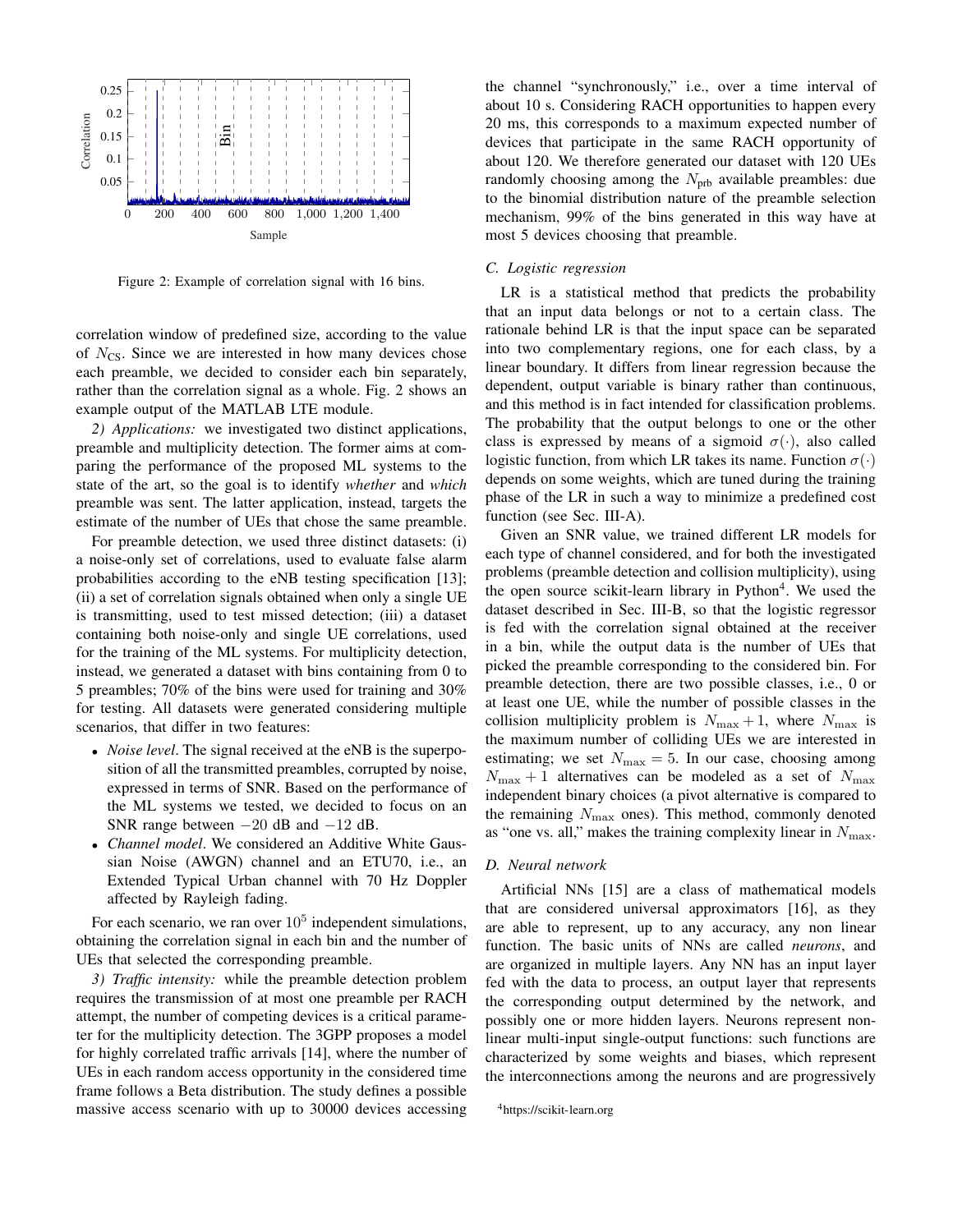Figure 2: Example of correlation signal with 16 bins.

correlation window of predefined size, according to the value of $N_{\text{CS}}$. Since we are interested in how many devices chose each preamble, we decided to consider each bin separately, rather than the correlation signal as a whole. Fig. 2 shows an example output of the MATLAB LTE module.

*2) Applications:* we investigated two distinct applications, preamble and multiplicity detection. The former aims at comparing the performance of the proposed ML systems to the state of the art, so the goal is to identify *whether* and *which* preamble was sent. The latter application, instead, targets the estimate of the number of UEs that chose the same preamble.

For preamble detection, we used three distinct datasets: (i) a noise-only set of correlations, used to evaluate false alarm probabilities according to the eNB testing specification [13]; (ii) a set of correlation signals obtained when only a single UE is transmitting, used to test missed detection; (iii) a dataset containing both noise-only and single UE correlations, used for the training of the ML systems. For multiplicity detection, instead, we generated a dataset with bins containing from 0 to 5 preambles; 70% of the bins were used for training and 30% for testing. All datasets were generated considering multiple scenarios, that differ in two features:

- *Noise level*. The signal received at the eNB is the superposition of all the transmitted preambles, corrupted by noise, expressed in terms of SNR. Based on the performance of the ML systems we tested, we decided to focus on an SNR range between $-20$ dB and $-12$ dB.
- *Channel model*. We considered an Additive White Gaussian Noise (AWGN) channel and an ETU70, i.e., an Extended Typical Urban channel with 70 Hz Doppler affected by Rayleigh fading.

For each scenario, we ran over $10^5$ independent simulations, obtaining the correlation signal in each bin and the number of UEs that selected the corresponding preamble.

*3) Traffic intensity:* while the preamble detection problem requires the transmission of at most one preamble per RACH attempt, the number of competing devices is a critical parameter for the multiplicity detection. The 3GPP proposes a model for highly correlated traffic arrivals [14], where the number of UEs in each random access opportunity in the considered time frame follows a Beta distribution. The study defines a possible massive access scenario with up to 30000 devices accessing the channel "synchronously," i.e., over a time interval of about 10 s. Considering RACH opportunities to happen every 20 ms, this corresponds to a maximum expected number of devices that participate in the same RACH opportunity of about 120. We therefore generated our dataset with 120 UEs randomly choosing among the $N_{\text{prb}}$ available preambles: due to the binomial distribution nature of the preamble selection mechanism, 99% of the bins generated in this way have at most 5 devices choosing that preamble.

### C. Logistic regression

LR is a statistical method that predicts the probability that an input data belongs or not to a certain class. The rationale behind LR is that the input space can be separated into two complementary regions, one for each class, by a linear boundary. It differs from linear regression because the dependent, output variable is binary rather than continuous, and this method is in fact intended for classification problems. The probability that the output belongs to one or the other class is expressed by means of a sigmoid $\sigma(\cdot)$, also called logistic function, from which LR takes its name. Function $\sigma(\cdot)$ depends on some weights, which are tuned during the training phase of the LR in such a way to minimize a predefined cost function (see Sec. III-A).

Given an SNR value, we trained different LR models for each type of channel considered, and for both the investigated problems (preamble detection and collision multiplicity), using the open source scikit-learn library in Python[4]. We used the dataset described in Sec. III-B, so that the logistic regressor is fed with the correlation signal obtained at the receiver in a bin, while the output data is the number of UEs that picked the preamble corresponding to the considered bin. For preamble detection, there are two possible classes, i.e., 0 or at least one UE, while the number of possible classes in the collision multiplicity problem is $N_{\max}+1$, where $N_{\max}$ is the maximum number of colliding UEs we are interested in estimating; we set $N_{\max}=5$. In our case, choosing among $N_{\max}+1$ alternatives can be modeled as a set of $N_{\max}$ independent binary choices (a pivot alternative is compared to the remaining $N_{\max}$ ones). This method, commonly denoted as "one vs. all," makes the training complexity linear in $N_{\max}$.

### D. Neural network

Artificial NNs [15] are a class of mathematical models that are considered universal approximators [16], as they are able to represent, up to any accuracy, any non linear function. The basic units of NNs are called *neurons*, and are organized in multiple layers. Any NN has an input layer fed with the data to process, an output layer that represents the corresponding output determined by the network, and possibly one or more hidden layers. Neurons represent non-linear multi-input single-output functions: such functions are characterized by some weights and biases, which represent the interconnections among the neurons and are progressively

[4] https://scikit-learn.org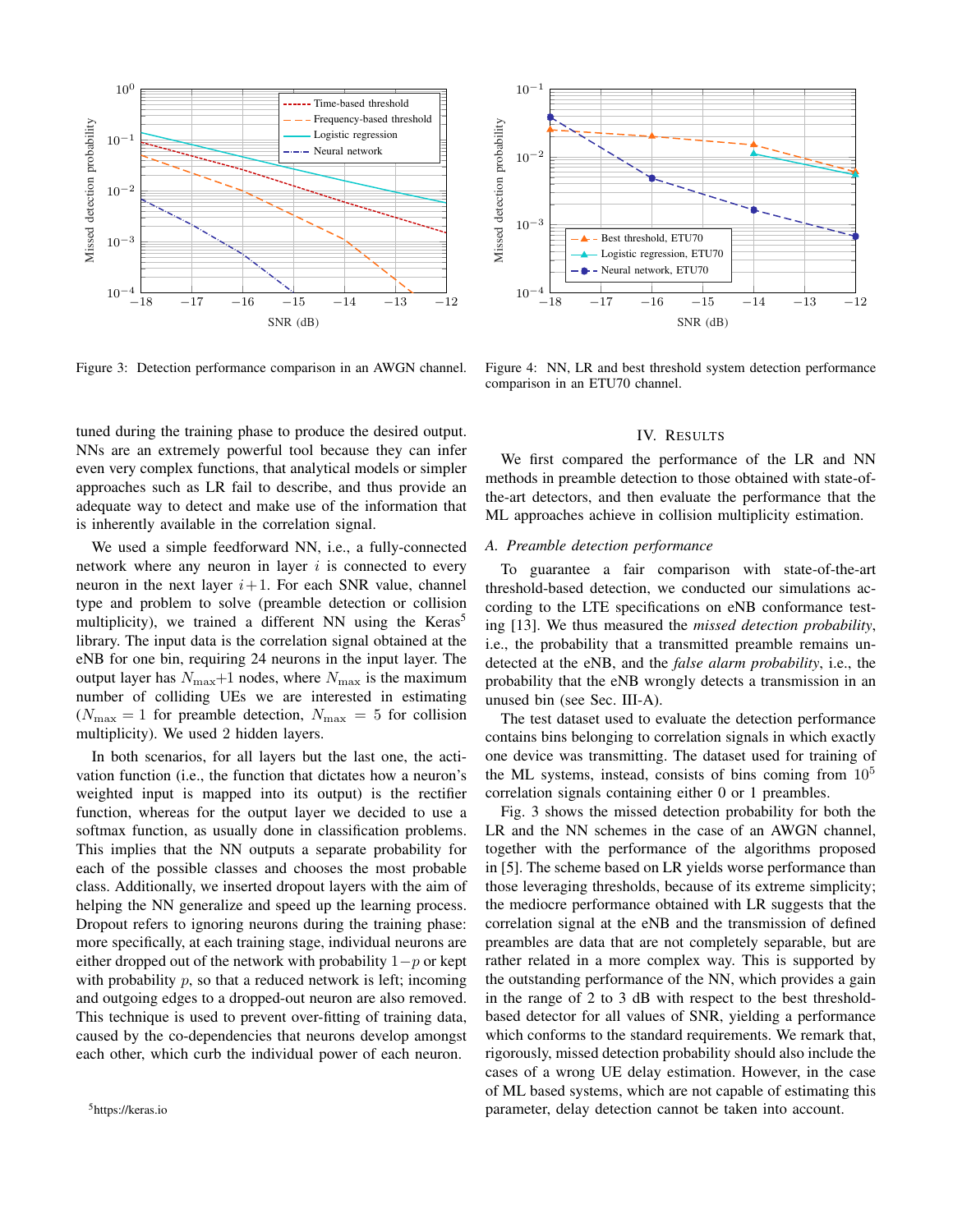Figure 3: Detection performance comparison in an AWGN channel.

Figure 4: NN, LR and best threshold system detection performance comparison in an ETU70 channel.

tuned during the training phase to produce the desired output. NNs are an extremely powerful tool because they can infer even very complex functions, that analytical models or simpler approaches such as LR fail to describe, and thus provide an adequate way to detect and make use of the information that is inherently available in the correlation signal.

We used a simple feedforward NN, i.e., a fully-connected network where any neuron in layer $i$ is connected to every neuron in the next layer $i+1$. For each SNR value, channel type and problem to solve (preamble detection or collision multiplicity), we trained a different NN using the Keras[5] library. The input data is the correlation signal obtained at the eNB for one bin, requiring 24 neurons in the input layer. The output layer has $N_{\max}+1$ nodes, where $N_{\max}$ is the maximum number of colliding UEs we are interested in estimating ($N_{\max} = 1$ for preamble detection, $N_{\max} = 5$ for collision multiplicity). We used 2 hidden layers.

In both scenarios, for all layers but the last one, the activation function (i.e., the function that dictates how a neuron's weighted input is mapped into its output) is the rectifier function, whereas for the output layer we decided to use a softmax function, as usually done in classification problems. This implies that the NN outputs a separate probability for each of the possible classes and chooses the most probable class. Additionally, we inserted dropout layers with the aim of helping the NN generalize and speed up the learning process. Dropout refers to ignoring neurons during the training phase: more specifically, at each training stage, individual neurons are either dropped out of the network with probability $1-p$ or kept with probability $p$, so that a reduced network is left; incoming and outgoing edges to a dropped-out neuron are also removed. This technique is used to prevent over-fitting of training data, caused by the co-dependencies that neurons develop amongst each other, which curb the individual power of each neuron.

[5] https://keras.io

## IV. Results

We first compared the performance of the LR and NN methods in preamble detection to those obtained with state-of-the-art detectors, and then evaluate the performance that the ML approaches achieve in collision multiplicity estimation.

### *A. Preamble detection performance*

To guarantee a fair comparison with state-of-the-art threshold-based detection, we conducted our simulations according to the LTE specifications on eNB conformance testing [13]. We thus measured the *missed detection probability*, i.e., the probability that a transmitted preamble remains undetected at the eNB, and the *false alarm probability*, i.e., the probability that the eNB wrongly detects a transmission in an unused bin (see Sec. III-A).

The test dataset used to evaluate the detection performance contains bins belonging to correlation signals in which exactly one device was transmitting. The dataset used for training of the ML systems, instead, consists of bins coming from $10^5$ correlation signals containing either 0 or 1 preambles.

Fig. 3 shows the missed detection probability for both the LR and the NN schemes in the case of an AWGN channel, together with the performance of the algorithms proposed in [5]. The scheme based on LR yields worse performance than those leveraging thresholds, because of its extreme simplicity; the mediocre performance obtained with LR suggests that the correlation signal at the eNB and the transmission of defined preambles are data that are not completely separable, but are rather related in a more complex way. This is supported by the outstanding performance of the NN, which provides a gain in the range of 2 to 3 dB with respect to the best threshold-based detector for all values of SNR, yielding a performance which conforms to the standard requirements. We remark that, rigorously, missed detection probability should also include the cases of a wrong UE delay estimation. However, in the case of ML based systems, which are not capable of estimating this parameter, delay detection cannot be taken into account.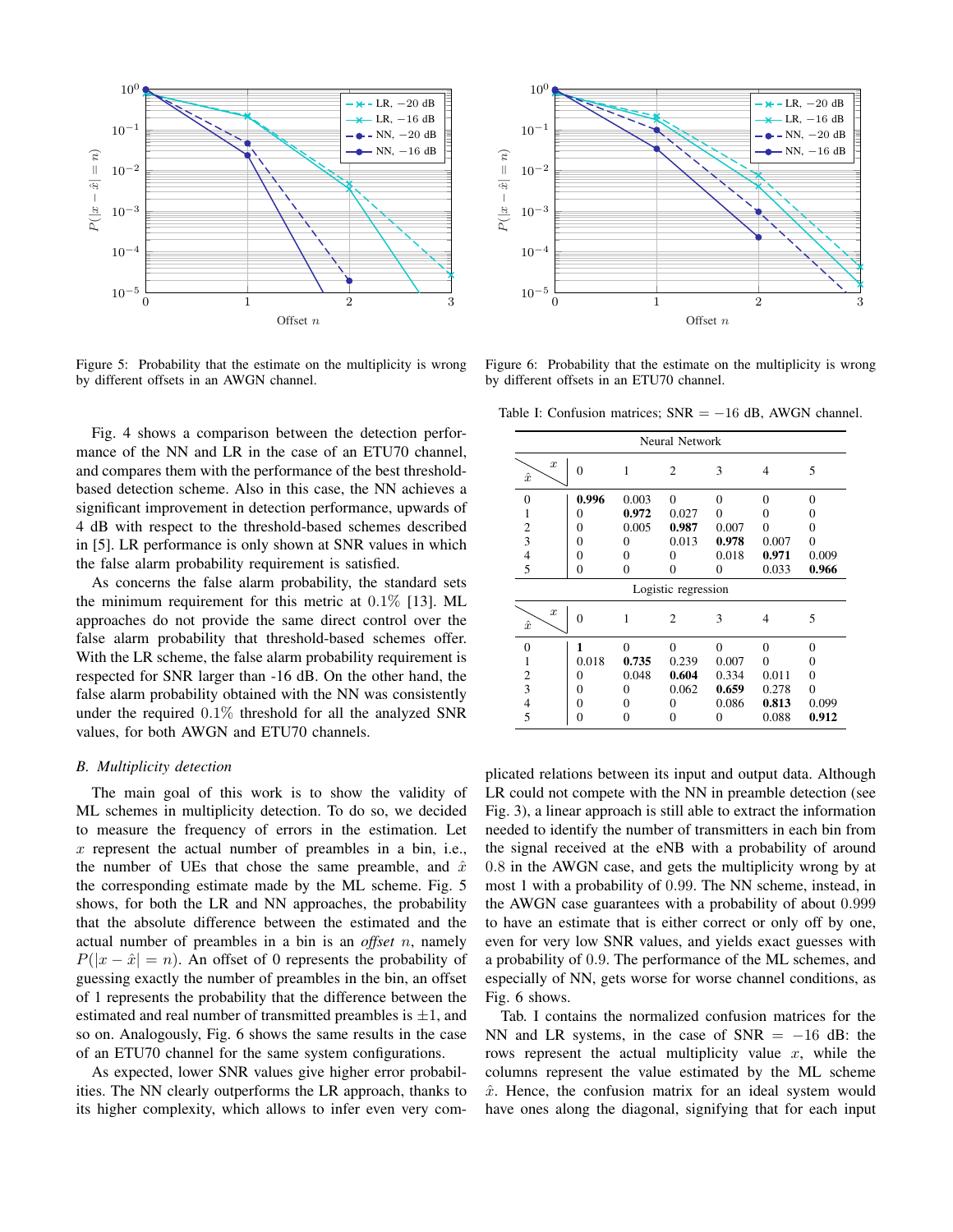Figure 5: Probability that the estimate on the multiplicity is wrong by different offsets in an AWGN channel.

Figure 6: Probability that the estimate on the multiplicity is wrong by different offsets in an ETU70 channel.

Fig. 4 shows a comparison between the detection performance of the NN and LR in the case of an ETU70 channel, and compares them with the performance of the best threshold-based detection scheme. Also in this case, the NN achieves a significant improvement in detection performance, upwards of 4 dB with respect to the threshold-based schemes described in [5]. LR performance is only shown at SNR values in which the false alarm probability requirement is satisfied.

As concerns the false alarm probability, the standard sets the minimum requirement for this metric at $0.1\%$ [13]. ML approaches do not provide the same direct control over the false alarm probability that threshold-based schemes offer. With the LR scheme, the false alarm probability requirement is respected for SNR larger than -16 dB. On the other hand, the false alarm probability obtained with the NN was consistently under the required $0.1\%$ threshold for all the analyzed SNR values, for both AWGN and ETU70 channels.

### *B. Multiplicity detection*

The main goal of this work is to show the validity of ML schemes in multiplicity detection. To do so, we decided to measure the frequency of errors in the estimation. Let $x$ represent the actual number of preambles in a bin, i.e., the number of UEs that chose the same preamble, and $\hat{x}$ the corresponding estimate made by the ML scheme. Fig. 5 shows, for both the LR and NN approaches, the probability that the absolute difference between the estimated and the actual number of preambles in a bin is an *offset* $n$, namely $P(|x - \hat{x}| = n)$. An offset of 0 represents the probability of guessing exactly the number of preambles in the bin, an offset of 1 represents the probability that the difference between the estimated and real number of transmitted preambles is $\pm 1$, and so on. Analogously, Fig. 6 shows the same results in the case of an ETU70 channel for the same system configurations.

As expected, lower SNR values give higher error probabilities. The NN clearly outperforms the LR approach, thanks to its higher complexity, which allows to infer even very complicated relations between its input and output data. Although LR could not compete with the NN in preamble detection (see Fig. 3), a linear approach is still able to extract the information needed to identify the number of transmitters in each bin from the signal received at the eNB with a probability of around 0.8 in the AWGN case, and gets the multiplicity wrong by at most 1 with a probability of 0.99. The NN scheme, instead, in the AWGN case guarantees with a probability of about 0.999 to have an estimate that is either correct or only off by one, even for very low SNR values, and yields exact guesses with a probability of 0.9. The performance of the ML schemes, and especially of NN, gets worse for worse channel conditions, as Fig. 6 shows.

Table I: Confusion matrices; SNR $= -16$ dB, AWGN channel.

**Neural Network**

| $\hat{x}$ \ $x$ | 0 | 1 | 2 | 3 | 4 | 5 |
|---|---|---|---|---|---|---|
| 0 | **0.996** | 0.003 | 0 | 0 | 0 | 0 |
| 1 | 0 | **0.972** | 0.027 | 0 | 0 | 0 |
| 2 | 0 | 0.005 | **0.987** | 0.007 | 0 | 0 |
| 3 | 0 | 0 | 0.013 | **0.978** | 0.007 | 0 |
| 4 | 0 | 0 | 0 | 0.018 | **0.971** | 0.009 |
| 5 | 0 | 0 | 0 | 0 | 0.033 | **0.966** |

**Logistic regression**

| $\hat{x}$ \ $x$ | 0 | 1 | 2 | 3 | 4 | 5 |
|---|---|---|---|---|---|---|
| 0 | **1** | 0 | 0 | 0 | 0 | 0 |
| 1 | 0.018 | **0.735** | 0.239 | 0.007 | 0 | 0 |
| 2 | 0 | 0.048 | **0.604** | 0.334 | 0.011 | 0 |
| 3 | 0 | 0 | 0.062 | **0.659** | 0.278 | 0 |
| 4 | 0 | 0 | 0 | 0.086 | **0.813** | 0.099 |
| 5 | 0 | 0 | 0 | 0 | 0.088 | **0.912** |

Tab. I contains the normalized confusion matrices for the NN and LR systems, in the case of SNR $= -16$ dB: the rows represent the actual multiplicity value $x$, while the columns represent the value estimated by the ML scheme $\hat{x}$. Hence, the confusion matrix for an ideal system would have ones along the diagonal, signifying that for each input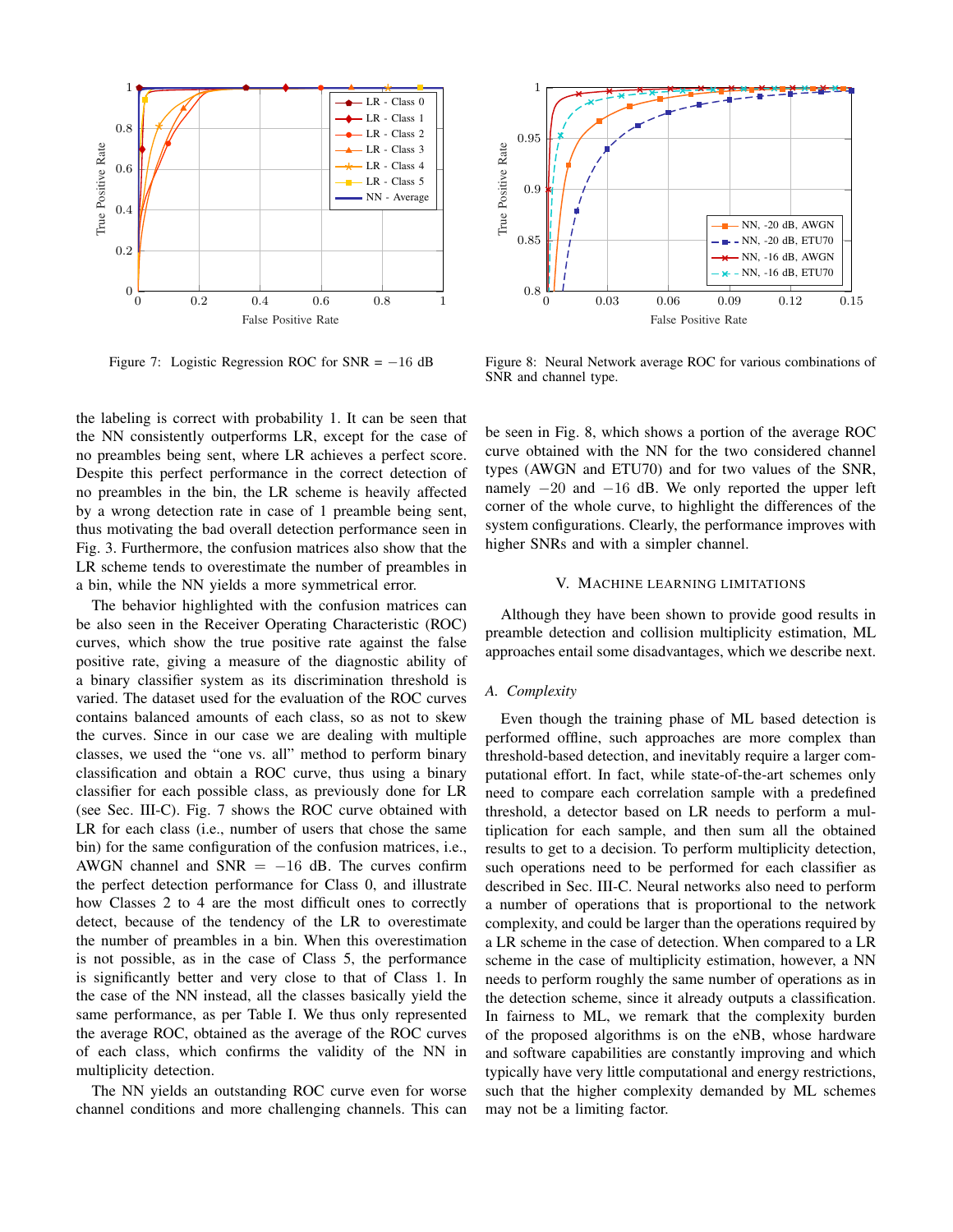Figure 7: Logistic Regression ROC for SNR = $-16$ dB

Figure 8: Neural Network average ROC for various combinations of SNR and channel type.

the labeling is correct with probability 1. It can be seen that the NN consistently outperforms LR, except for the case of no preambles being sent, where LR achieves a perfect score. Despite this perfect performance in the correct detection of no preambles in the bin, the LR scheme is heavily affected by a wrong detection rate in case of 1 preamble being sent, thus motivating the bad overall detection performance seen in Fig. 3. Furthermore, the confusion matrices also show that the LR scheme tends to overestimate the number of preambles in a bin, while the NN yields a more symmetrical error.

The behavior highlighted with the confusion matrices can be also seen in the Receiver Operating Characteristic (ROC) curves, which show the true positive rate against the false positive rate, giving a measure of the diagnostic ability of a binary classifier system as its discrimination threshold is varied. The dataset used for the evaluation of the ROC curves contains balanced amounts of each class, so as not to skew the curves. Since in our case we are dealing with multiple classes, we used the "one vs. all" method to perform binary classification and obtain a ROC curve, thus using a binary classifier for each possible class, as previously done for LR (see Sec. III-C). Fig. 7 shows the ROC curve obtained with LR for each class (i.e., number of users that chose the same bin) for the same configuration of the confusion matrices, i.e., AWGN channel and SNR = $-16$ dB. The curves confirm the perfect detection performance for Class 0, and illustrate how Classes 2 to 4 are the most difficult ones to correctly detect, because of the tendency of the LR to overestimate the number of preambles in a bin. When this overestimation is not possible, as in the case of Class 5, the performance is significantly better and very close to that of Class 1. In the case of the NN instead, all the classes basically yield the same performance, as per Table I. We thus only represented the average ROC, obtained as the average of the ROC curves of each class, which confirms the validity of the NN in multiplicity detection.

The NN yields an outstanding ROC curve even for worse channel conditions and more challenging channels. This can be seen in Fig. 8, which shows a portion of the average ROC curve obtained with the NN for the two considered channel types (AWGN and ETU70) and for two values of the SNR, namely $-20$ and $-16$ dB. We only reported the upper left corner of the whole curve, to highlight the differences of the system configurations. Clearly, the performance improves with higher SNRs and with a simpler channel.

## V. Machine learning limitations

Although they have been shown to provide good results in preamble detection and collision multiplicity estimation, ML approaches entail some disadvantages, which we describe next.

### *A. Complexity*

Even though the training phase of ML based detection is performed offline, such approaches are more complex than threshold-based detection, and inevitably require a larger computational effort. In fact, while state-of-the-art schemes only need to compare each correlation sample with a predefined threshold, a detector based on LR needs to perform a multiplication for each sample, and then sum all the obtained results to get to a decision. To perform multiplicity detection, such operations need to be performed for each classifier as described in Sec. III-C. Neural networks also need to perform a number of operations that is proportional to the network complexity, and could be larger than the operations required by a LR scheme in the case of detection. When compared to a LR scheme in the case of multiplicity estimation, however, a NN needs to perform roughly the same number of operations as in the detection scheme, since it already outputs a classification. In fairness to ML, we remark that the complexity burden of the proposed algorithms is on the eNB, whose hardware and software capabilities are constantly improving and which typically have very little computational and energy restrictions, such that the higher complexity demanded by ML schemes may not be a limiting factor.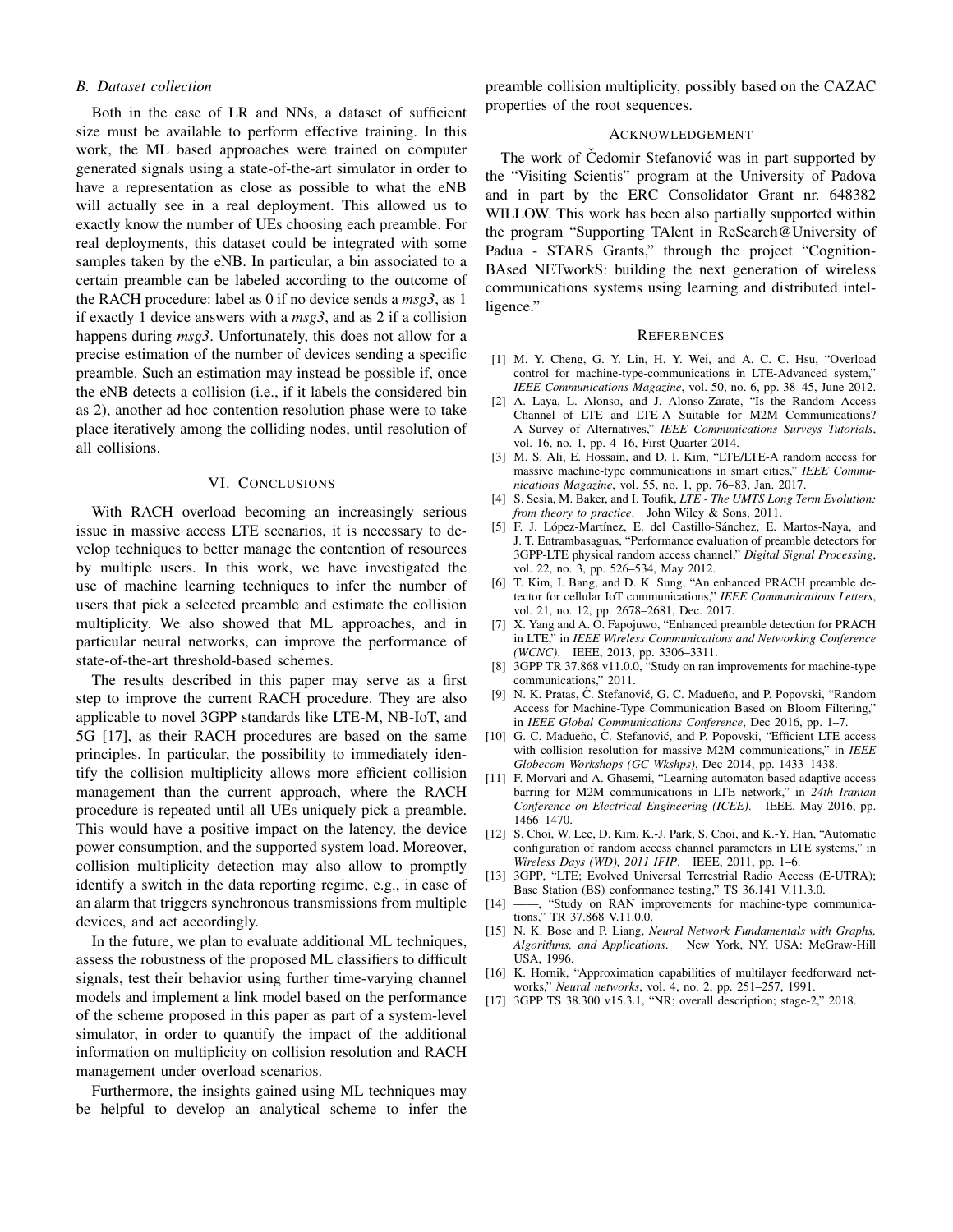### B. Dataset collection

Both in the case of LR and NNs, a dataset of sufficient size must be available to perform effective training. In this work, the ML based approaches were trained on computer generated signals using a state-of-the-art simulator in order to have a representation as close as possible to what the eNB will actually see in a real deployment. This allowed us to exactly know the number of UEs choosing each preamble. For real deployments, this dataset could be integrated with some samples taken by the eNB. In particular, a bin associated to a certain preamble can be labeled according to the outcome of the RACH procedure: label as 0 if no device sends a *msg3*, as 1 if exactly 1 device answers with a *msg3*, and as 2 if a collision happens during *msg3*. Unfortunately, this does not allow for a precise estimation of the number of devices sending a specific preamble. Such an estimation may instead be possible if, once the eNB detects a collision (i.e., if it labels the considered bin as 2), another ad hoc contention resolution phase were to take place iteratively among the colliding nodes, until resolution of all collisions.

## VI. Conclusions

With RACH overload becoming an increasingly serious issue in massive access LTE scenarios, it is necessary to develop techniques to better manage the contention of resources by multiple users. In this work, we have investigated the use of machine learning techniques to infer the number of users that pick a selected preamble and estimate the collision multiplicity. We also showed that ML approaches, and in particular neural networks, can improve the performance of state-of-the-art threshold-based schemes.

The results described in this paper may serve as a first step to improve the current RACH procedure. They are also applicable to novel 3GPP standards like LTE-M, NB-IoT, and 5G [17], as their RACH procedures are based on the same principles. In particular, the possibility to immediately identify the collision multiplicity allows more efficient collision management than the current approach, where the RACH procedure is repeated until all UEs uniquely pick a preamble. This would have a positive impact on the latency, the device power consumption, and the supported system load. Moreover, collision multiplicity detection may also allow to promptly identify a switch in the data reporting regime, e.g., in case of an alarm that triggers synchronous transmissions from multiple devices, and act accordingly.

In the future, we plan to evaluate additional ML techniques, assess the robustness of the proposed ML classifiers to difficult signals, test their behavior using further time-varying channel models and implement a link model based on the performance of the scheme proposed in this paper as part of a system-level simulator, in order to quantify the impact of the additional information on multiplicity on collision resolution and RACH management under overload scenarios.

Furthermore, the insights gained using ML techniques may be helpful to develop an analytical scheme to infer the preamble collision multiplicity, possibly based on the CAZAC properties of the root sequences.

## Acknowledgement

The work of Čedomir Stefanović was in part supported by the "Visiting Scientis" program at the University of Padova and in part by the ERC Consolidator Grant nr. 648382 WILLOW. This work has been also partially supported within the program "Supporting TAlent in ReSearch@University of Padua - STARS Grants," through the project "Cognition-BAsed NETworkS: building the next generation of wireless communications systems using learning and distributed intelligence."

## References

[1] M. Y. Cheng, G. Y. Lin, H. Y. Wei, and A. C. C. Hsu, "Overload control for machine-type-communications in LTE-Advanced system," *IEEE Communications Magazine*, vol. 50, no. 6, pp. 38–45, June 2012.

[2] A. Laya, L. Alonso, and J. Alonso-Zarate, "Is the Random Access Channel of LTE and LTE-A Suitable for M2M Communications? A Survey of Alternatives," *IEEE Communications Surveys Tutorials*, vol. 16, no. 1, pp. 4–16, First Quarter 2014.

[3] M. S. Ali, E. Hossain, and D. I. Kim, "LTE/LTE-A random access for massive machine-type communications in smart cities," *IEEE Communications Magazine*, vol. 55, no. 1, pp. 76–83, Jan. 2017.

[4] S. Sesia, M. Baker, and I. Toufik, *LTE - The UMTS Long Term Evolution: from theory to practice*. John Wiley & Sons, 2011.

[5] F. J. López-Martínez, E. del Castillo-Sánchez, E. Martos-Naya, and J. T. Entrambasaguas, "Performance evaluation of preamble detectors for 3GPP-LTE physical random access channel," *Digital Signal Processing*, vol. 22, no. 3, pp. 526–534, May 2012.

[6] T. Kim, I. Bang, and D. K. Sung, "An enhanced PRACH preamble detector for cellular IoT communications," *IEEE Communications Letters*, vol. 21, no. 12, pp. 2678–2681, Dec. 2017.

[7] X. Yang and A. O. Fapojuwo, "Enhanced preamble detection for PRACH in LTE," in *IEEE Wireless Communications and Networking Conference (WCNC)*. IEEE, 2013, pp. 3306–3311.

[8] 3GPP TR 37.868 v11.0.0, "Study on ran improvements for machine-type communications," 2011.

[9] N. K. Pratas, Č. Stefanović, G. C. Madueño, and P. Popovski, "Random Access for Machine-Type Communication Based on Bloom Filtering," in *IEEE Global Communications Conference*, Dec 2016, pp. 1–7.

[10] G. C. Madueño, Č. Stefanović, and P. Popovski, "Efficient LTE access with collision resolution for massive M2M communications," in *IEEE Globecom Workshops (GC Wkshps)*, Dec 2014, pp. 1433–1438.

[11] F. Morvari and A. Ghasemi, "Learning automaton based adaptive access barring for M2M communications in LTE network," in *24th Iranian Conference on Electrical Engineering (ICEE)*. IEEE, May 2016, pp. 1466–1470.

[12] S. Choi, W. Lee, D. Kim, K.-J. Park, S. Choi, and K.-Y. Han, "Automatic configuration of random access channel parameters in LTE systems," in *Wireless Days (WD), 2011 IFIP*. IEEE, 2011, pp. 1–6.

[13] 3GPP, "LTE; Evolved Universal Terrestrial Radio Access (E-UTRA); Base Station (BS) conformance testing," TS 36.141 V.11.3.0.

[14] ——, "Study on RAN improvements for machine-type communications," TR 37.868 V.11.0.0.

[15] N. K. Bose and P. Liang, *Neural Network Fundamentals with Graphs, Algorithms, and Applications*. New York, NY, USA: McGraw-Hill USA, 1996.

[16] K. Hornik, "Approximation capabilities of multilayer feedforward networks," *Neural networks*, vol. 4, no. 2, pp. 251–257, 1991.

[17] 3GPP TS 38.300 v15.3.1, "NR; overall description; stage-2," 2018.